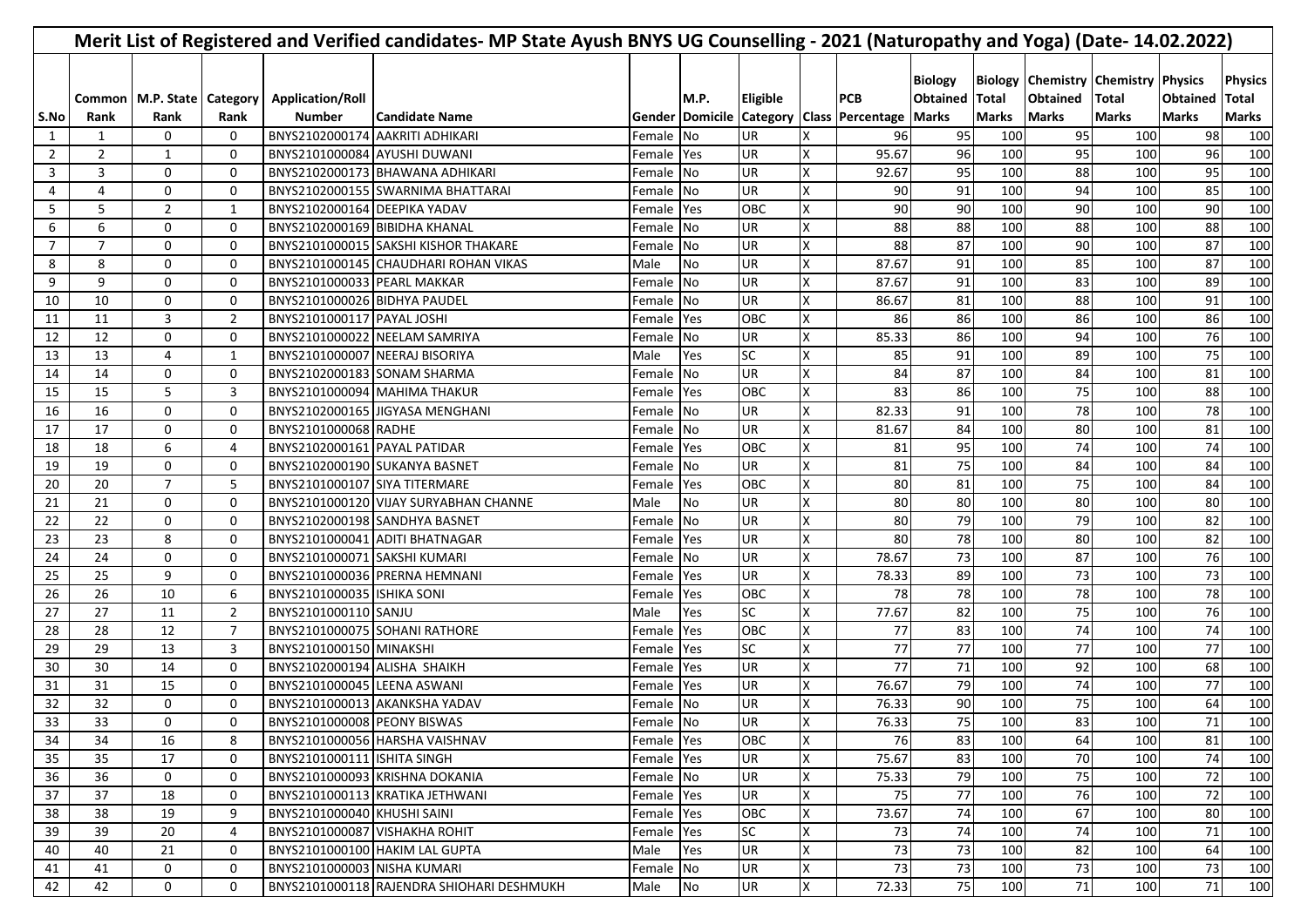# Merit List of Registered and Verified candidates- MP State Ayush BNYS UG Counselling - 2021 (Naturopathy and Yoga) (Date- 14.02.2022)

| S.No | Common Rank | M.P. State Rank | Category Rank | Application/Roll Number | Candidate Name | Gender | M.P. Domicile | Eligible Category | Class | PCB Percentage | Biology Obtained Marks | Biology Total Marks | Chemistry Obtained Marks | Chemistry Total Marks | Physics Obtained Marks | Physics Total Marks |
|---|---|---|---|---|---|---|---|---|---|---|---|---|---|---|---|---|
| 1 | 1 | 0 | 0 | BNYS2102000174 | AAKRITI ADHIKARI | Female | No | UR | X | 96 | 95 | 100 | 95 | 100 | 98 | 100 |
| 2 | 2 | 1 | 0 | BNYS2101000084 | AYUSHI DUWANI | Female | Yes | UR | X | 95.67 | 96 | 100 | 95 | 100 | 96 | 100 |
| 3 | 3 | 0 | 0 | BNYS2102000173 | BHAWANA ADHIKARI | Female | No | UR | X | 92.67 | 95 | 100 | 88 | 100 | 95 | 100 |
| 4 | 4 | 0 | 0 | BNYS2102000155 | SWARNIMA BHATTARAI | Female | No | UR | X | 90 | 91 | 100 | 94 | 100 | 85 | 100 |
| 5 | 5 | 2 | 1 | BNYS2102000164 | DEEPIKA YADAV | Female | Yes | OBC | X | 90 | 90 | 100 | 90 | 100 | 90 | 100 |
| 6 | 6 | 0 | 0 | BNYS2102000169 | BIBIDHA KHANAL | Female | No | UR | X | 88 | 88 | 100 | 88 | 100 | 88 | 100 |
| 7 | 7 | 0 | 0 | BNYS2101000015 | SAKSHI KISHOR THAKARE | Female | No | UR | X | 88 | 87 | 100 | 90 | 100 | 87 | 100 |
| 8 | 8 | 0 | 0 | BNYS2101000145 | CHAUDHARI ROHAN VIKAS | Male | No | UR | X | 87.67 | 91 | 100 | 85 | 100 | 87 | 100 |
| 9 | 9 | 0 | 0 | BNYS2101000033 | PEARL MAKKAR | Female | No | UR | X | 87.67 | 91 | 100 | 83 | 100 | 89 | 100 |
| 10 | 10 | 0 | 0 | BNYS2101000026 | BIDHYA PAUDEL | Female | No | UR | X | 86.67 | 81 | 100 | 88 | 100 | 91 | 100 |
| 11 | 11 | 3 | 2 | BNYS2101000117 | PAYAL JOSHI | Female | Yes | OBC | X | 86 | 86 | 100 | 86 | 100 | 86 | 100 |
| 12 | 12 | 0 | 0 | BNYS2101000022 | NEELAM SAMRIYA | Female | No | UR | X | 85.33 | 86 | 100 | 94 | 100 | 76 | 100 |
| 13 | 13 | 4 | 1 | BNYS2101000007 | NEERAJ BISORIYA | Male | Yes | SC | X | 85 | 91 | 100 | 89 | 100 | 75 | 100 |
| 14 | 14 | 0 | 0 | BNYS2102000183 | SONAM SHARMA | Female | No | UR | X | 84 | 87 | 100 | 84 | 100 | 81 | 100 |
| 15 | 15 | 5 | 3 | BNYS2101000094 | MAHIMA THAKUR | Female | Yes | OBC | X | 83 | 86 | 100 | 75 | 100 | 88 | 100 |
| 16 | 16 | 0 | 0 | BNYS2102000165 | JIGYASA MENGHANI | Female | No | UR | X | 82.33 | 91 | 100 | 78 | 100 | 78 | 100 |
| 17 | 17 | 0 | 0 | BNYS2101000068 | RADHE | Female | No | UR | X | 81.67 | 84 | 100 | 80 | 100 | 81 | 100 |
| 18 | 18 | 6 | 4 | BNYS2102000161 | PAYAL PATIDAR | Female | Yes | OBC | X | 81 | 95 | 100 | 74 | 100 | 74 | 100 |
| 19 | 19 | 0 | 0 | BNYS2102000190 | SUKANYA BASNET | Female | No | UR | X | 81 | 75 | 100 | 84 | 100 | 84 | 100 |
| 20 | 20 | 7 | 5 | BNYS2101000107 | SIYA TITERMARE | Female | Yes | OBC | X | 80 | 81 | 100 | 75 | 100 | 84 | 100 |
| 21 | 21 | 0 | 0 | BNYS2101000120 | VIJAY SURYABHAN CHANNE | Male | No | UR | X | 80 | 80 | 100 | 80 | 100 | 80 | 100 |
| 22 | 22 | 0 | 0 | BNYS2102000198 | SANDHYA BASNET | Female | No | UR | X | 80 | 79 | 100 | 79 | 100 | 82 | 100 |
| 23 | 23 | 8 | 0 | BNYS2101000041 | ADITI BHATNAGAR | Female | Yes | UR | X | 80 | 78 | 100 | 80 | 100 | 82 | 100 |
| 24 | 24 | 0 | 0 | BNYS2101000071 | SAKSHI KUMARI | Female | No | UR | X | 78.67 | 73 | 100 | 87 | 100 | 76 | 100 |
| 25 | 25 | 9 | 0 | BNYS2101000036 | PRERNA HEMNANI | Female | Yes | UR | X | 78.33 | 89 | 100 | 73 | 100 | 73 | 100 |
| 26 | 26 | 10 | 6 | BNYS2101000035 | ISHIKA SONI | Female | Yes | OBC | X | 78 | 78 | 100 | 78 | 100 | 78 | 100 |
| 27 | 27 | 11 | 2 | BNYS2101000110 | SANJU | Male | Yes | SC | X | 77.67 | 82 | 100 | 75 | 100 | 76 | 100 |
| 28 | 28 | 12 | 7 | BNYS2101000075 | SOHANI RATHORE | Female | Yes | OBC | X | 77 | 83 | 100 | 74 | 100 | 74 | 100 |
| 29 | 29 | 13 | 3 | BNYS2101000150 | MINAKSHI | Female | Yes | SC | X | 77 | 77 | 100 | 77 | 100 | 77 | 100 |
| 30 | 30 | 14 | 0 | BNYS2102000194 | ALISHA SHAIKH | Female | Yes | UR | X | 77 | 71 | 100 | 92 | 100 | 68 | 100 |
| 31 | 31 | 15 | 0 | BNYS2101000045 | LEENA ASWANI | Female | Yes | UR | X | 76.67 | 79 | 100 | 74 | 100 | 77 | 100 |
| 32 | 32 | 0 | 0 | BNYS2101000013 | AKANKSHA YADAV | Female | No | UR | X | 76.33 | 90 | 100 | 75 | 100 | 64 | 100 |
| 33 | 33 | 0 | 0 | BNYS2101000008 | PEONY BISWAS | Female | No | UR | X | 76.33 | 75 | 100 | 83 | 100 | 71 | 100 |
| 34 | 34 | 16 | 8 | BNYS2101000056 | HARSHA VAISHNAV | Female | Yes | OBC | X | 76 | 83 | 100 | 64 | 100 | 81 | 100 |
| 35 | 35 | 17 | 0 | BNYS2101000111 | ISHITA SINGH | Female | Yes | UR | X | 75.67 | 83 | 100 | 70 | 100 | 74 | 100 |
| 36 | 36 | 0 | 0 | BNYS2101000093 | KRISHNA DOKANIA | Female | No | UR | X | 75.33 | 79 | 100 | 75 | 100 | 72 | 100 |
| 37 | 37 | 18 | 0 | BNYS2101000113 | KRATIKA JETHWANI | Female | Yes | UR | X | 75 | 77 | 100 | 76 | 100 | 72 | 100 |
| 38 | 38 | 19 | 9 | BNYS2101000040 | KHUSHI SAINI | Female | Yes | OBC | X | 73.67 | 74 | 100 | 67 | 100 | 80 | 100 |
| 39 | 39 | 20 | 4 | BNYS2101000087 | VISHAKHA ROHIT | Female | Yes | SC | X | 73 | 74 | 100 | 74 | 100 | 71 | 100 |
| 40 | 40 | 21 | 0 | BNYS2101000100 | HAKIM LAL GUPTA | Male | Yes | UR | X | 73 | 73 | 100 | 82 | 100 | 64 | 100 |
| 41 | 41 | 0 | 0 | BNYS2101000003 | NISHA KUMARI | Female | No | UR | X | 73 | 73 | 100 | 73 | 100 | 73 | 100 |
| 42 | 42 | 0 | 0 | BNYS2101000118 | RAJENDRA SHIOHARI DESHMUKH | Male | No | UR | X | 72.33 | 75 | 100 | 71 | 100 | 71 | 100 |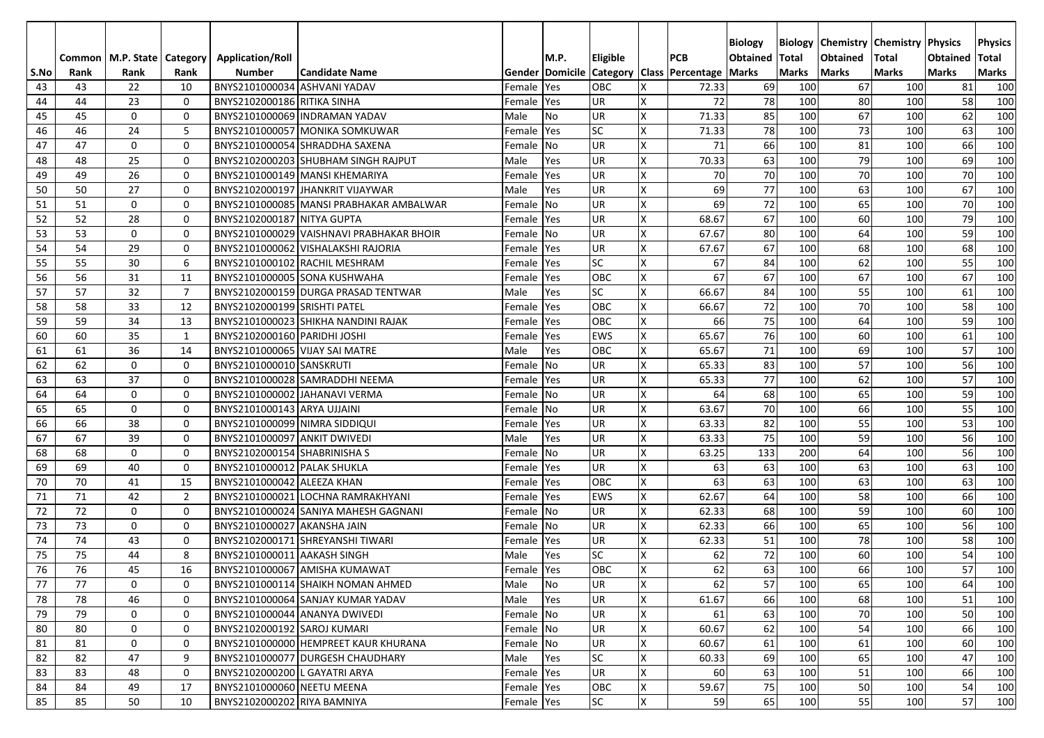| S.No | Common Rank | M.P. State Rank | Category Rank | Application/Roll Number | Candidate Name | Gender | M.P. Domicile | Eligible Category | Class | PCB Percentage | Biology Obtained Marks | Biology Total Marks | Chemistry Obtained Marks | Chemistry Total Marks | Physics Obtained Marks | Physics Total Marks |
|---|---|---|---|---|---|---|---|---|---|---|---|---|---|---|---|---|
| 43 | 43 | 22 | 10 | BNYS2101000034 | ASHVANI YADAV | Female | Yes | OBC | X | 72.33 | 69 | 100 | 67 | 100 | 81 | 100 |
| 44 | 44 | 23 | 0 | BNYS2102000186 | RITIKA SINHA | Female | Yes | UR | X | 72 | 78 | 100 | 80 | 100 | 58 | 100 |
| 45 | 45 | 0 | 0 | BNYS2101000069 | INDRAMAN YADAV | Male | No | UR | X | 71.33 | 85 | 100 | 67 | 100 | 62 | 100 |
| 46 | 46 | 24 | 5 | BNYS2101000057 | MONIKA SOMKUWAR | Female | Yes | SC | X | 71.33 | 78 | 100 | 73 | 100 | 63 | 100 |
| 47 | 47 | 0 | 0 | BNYS2101000054 | SHRADDHA SAXENA | Female | No | UR | X | 71 | 66 | 100 | 81 | 100 | 66 | 100 |
| 48 | 48 | 25 | 0 | BNYS2102000203 | SHUBHAM SINGH RAJPUT | Male | Yes | UR | X | 70.33 | 63 | 100 | 79 | 100 | 69 | 100 |
| 49 | 49 | 26 | 0 | BNYS2101000149 | MANSI KHEMARIYA | Female | Yes | UR | X | 70 | 70 | 100 | 70 | 100 | 70 | 100 |
| 50 | 50 | 27 | 0 | BNYS2102000197 | JHANKRIT VIJAYWAR | Male | Yes | UR | X | 69 | 77 | 100 | 63 | 100 | 67 | 100 |
| 51 | 51 | 0 | 0 | BNYS2101000085 | MANSI PRABHAKAR AMBALWAR | Female | No | UR | X | 69 | 72 | 100 | 65 | 100 | 70 | 100 |
| 52 | 52 | 28 | 0 | BNYS2102000187 | NITYA GUPTA | Female | Yes | UR | X | 68.67 | 67 | 100 | 60 | 100 | 79 | 100 |
| 53 | 53 | 0 | 0 | BNYS2101000029 | VAISHNAVI PRABHAKAR BHOIR | Female | No | UR | X | 67.67 | 80 | 100 | 64 | 100 | 59 | 100 |
| 54 | 54 | 29 | 0 | BNYS2101000062 | VISHALAKSHI RAJORIA | Female | Yes | UR | X | 67.67 | 67 | 100 | 68 | 100 | 68 | 100 |
| 55 | 55 | 30 | 6 | BNYS2101000102 | RACHIL MESHRAM | Female | Yes | SC | X | 67 | 84 | 100 | 62 | 100 | 55 | 100 |
| 56 | 56 | 31 | 11 | BNYS2101000005 | SONA KUSHWAHA | Female | Yes | OBC | X | 67 | 67 | 100 | 67 | 100 | 67 | 100 |
| 57 | 57 | 32 | 7 | BNYS2102000159 | DURGA PRASAD TENTWAR | Male | Yes | SC | X | 66.67 | 84 | 100 | 55 | 100 | 61 | 100 |
| 58 | 58 | 33 | 12 | BNYS2102000199 | SRISHTI PATEL | Female | Yes | OBC | X | 66.67 | 72 | 100 | 70 | 100 | 58 | 100 |
| 59 | 59 | 34 | 13 | BNYS2101000023 | SHIKHA NANDINI RAJAK | Female | Yes | OBC | X | 66 | 75 | 100 | 64 | 100 | 59 | 100 |
| 60 | 60 | 35 | 1 | BNYS2102000160 | PARIDHI JOSHI | Female | Yes | EWS | X | 65.67 | 76 | 100 | 60 | 100 | 61 | 100 |
| 61 | 61 | 36 | 14 | BNYS2101000065 | VIJAY SAI MATRE | Male | Yes | OBC | X | 65.67 | 71 | 100 | 69 | 100 | 57 | 100 |
| 62 | 62 | 0 | 0 | BNYS2101000010 | SANSKRUTI | Female | No | UR | X | 65.33 | 83 | 100 | 57 | 100 | 56 | 100 |
| 63 | 63 | 37 | 0 | BNYS2101000028 | SAMRADDHI NEEMA | Female | Yes | UR | X | 65.33 | 77 | 100 | 62 | 100 | 57 | 100 |
| 64 | 64 | 0 | 0 | BNYS2101000002 | JAHANAVI VERMA | Female | No | UR | X | 64 | 68 | 100 | 65 | 100 | 59 | 100 |
| 65 | 65 | 0 | 0 | BNYS2101000143 | ARYA UJJAINI | Female | No | UR | X | 63.67 | 70 | 100 | 66 | 100 | 55 | 100 |
| 66 | 66 | 38 | 0 | BNYS2101000099 | NIMRA SIDDIQUI | Female | Yes | UR | X | 63.33 | 82 | 100 | 55 | 100 | 53 | 100 |
| 67 | 67 | 39 | 0 | BNYS2101000097 | ANKIT DWIVEDI | Male | Yes | UR | X | 63.33 | 75 | 100 | 59 | 100 | 56 | 100 |
| 68 | 68 | 0 | 0 | BNYS2102000154 | SHABRINISHA S | Female | No | UR | X | 63.25 | 133 | 200 | 64 | 100 | 56 | 100 |
| 69 | 69 | 40 | 0 | BNYS2101000012 | PALAK SHUKLA | Female | Yes | UR | X | 63 | 63 | 100 | 63 | 100 | 63 | 100 |
| 70 | 70 | 41 | 15 | BNYS2101000042 | ALEEZA KHAN | Female | Yes | OBC | X | 63 | 63 | 100 | 63 | 100 | 63 | 100 |
| 71 | 71 | 42 | 2 | BNYS2101000021 | LOCHNA RAMRAKHYANI | Female | Yes | EWS | X | 62.67 | 64 | 100 | 58 | 100 | 66 | 100 |
| 72 | 72 | 0 | 0 | BNYS2101000024 | SANIYA MAHESH GAGNANI | Female | No | UR | X | 62.33 | 68 | 100 | 59 | 100 | 60 | 100 |
| 73 | 73 | 0 | 0 | BNYS2101000027 | AKANSHA JAIN | Female | No | UR | X | 62.33 | 66 | 100 | 65 | 100 | 56 | 100 |
| 74 | 74 | 43 | 0 | BNYS2102000171 | SHREYANSHI TIWARI | Female | Yes | UR | X | 62.33 | 51 | 100 | 78 | 100 | 58 | 100 |
| 75 | 75 | 44 | 8 | BNYS2101000011 | AAKASH SINGH | Male | Yes | SC | X | 62 | 72 | 100 | 60 | 100 | 54 | 100 |
| 76 | 76 | 45 | 16 | BNYS2101000067 | AMISHA KUMAWAT | Female | Yes | OBC | X | 62 | 63 | 100 | 66 | 100 | 57 | 100 |
| 77 | 77 | 0 | 0 | BNYS2101000114 | SHAIKH NOMAN AHMED | Male | No | UR | X | 62 | 57 | 100 | 65 | 100 | 64 | 100 |
| 78 | 78 | 46 | 0 | BNYS2101000064 | SANJAY KUMAR YADAV | Male | Yes | UR | X | 61.67 | 66 | 100 | 68 | 100 | 51 | 100 |
| 79 | 79 | 0 | 0 | BNYS2101000044 | ANANYA DWIVEDI | Female | No | UR | X | 61 | 63 | 100 | 70 | 100 | 50 | 100 |
| 80 | 80 | 0 | 0 | BNYS2102000192 | SAROJ KUMARI | Female | No | UR | X | 60.67 | 62 | 100 | 54 | 100 | 66 | 100 |
| 81 | 81 | 0 | 0 | BNYS2101000000 | HEMPREET KAUR KHURANA | Female | No | UR | X | 60.67 | 61 | 100 | 61 | 100 | 60 | 100 |
| 82 | 82 | 47 | 9 | BNYS2101000077 | DURGESH CHAUDHARY | Male | Yes | SC | X | 60.33 | 69 | 100 | 65 | 100 | 47 | 100 |
| 83 | 83 | 48 | 0 | BNYS2102000200 | L GAYATRI ARYA | Female | Yes | UR | X | 60 | 63 | 100 | 51 | 100 | 66 | 100 |
| 84 | 84 | 49 | 17 | BNYS2101000060 | NEETU MEENA | Female | Yes | OBC | X | 59.67 | 75 | 100 | 50 | 100 | 54 | 100 |
| 85 | 85 | 50 | 10 | BNYS2102000202 | RIYA BAMNIYA | Female | Yes | SC | X | 59 | 65 | 100 | 55 | 100 | 57 | 100 |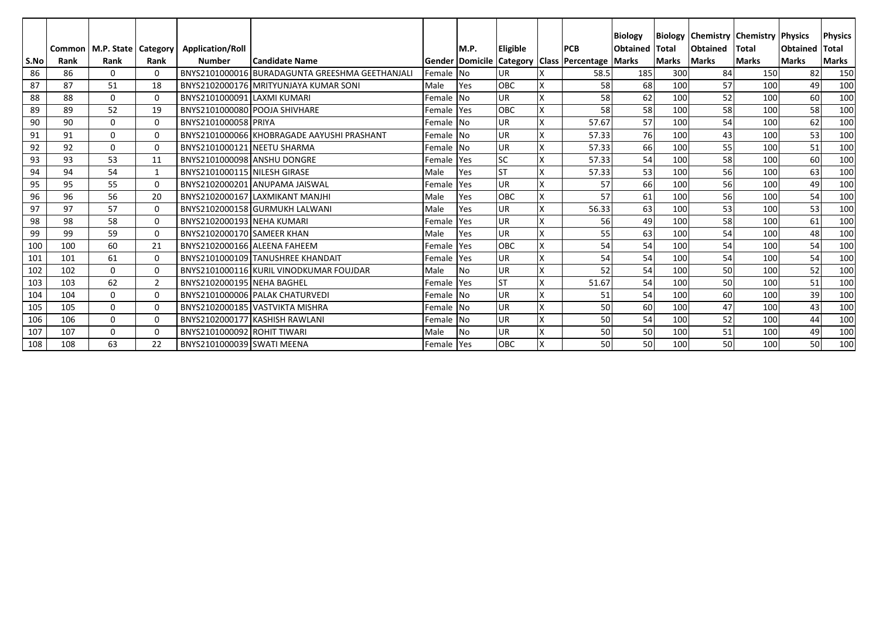| S.No | Common Rank | M.P. State Rank | Category Rank | Application/Roll Number | Candidate Name | Gender | M.P. Domicile | Eligible Category | Class | PCB Percentage | Biology Obtained Marks | Biology Total Marks | Chemistry Obtained Marks | Chemistry Total Marks | Physics Obtained Marks | Physics Total Marks |
|---|---|---|---|---|---|---|---|---|---|---|---|---|---|---|---|---|
| 86 | 86 | 0 | 0 | BNYS2101000016 | BURADAGUNTA GREESHMA GEETHANJALI | Female | No | UR | X | 58.5 | 185 | 300 | 84 | 150 | 82 | 150 |
| 87 | 87 | 51 | 18 | BNYS2102000176 | MRITYUNJAYA KUMAR SONI | Male | Yes | OBC | X | 58 | 68 | 100 | 57 | 100 | 49 | 100 |
| 88 | 88 | 0 | 0 | BNYS2101000091 | LAXMI KUMARI | Female | No | UR | X | 58 | 62 | 100 | 52 | 100 | 60 | 100 |
| 89 | 89 | 52 | 19 | BNYS2101000080 | POOJA SHIVHARE | Female | Yes | OBC | X | 58 | 58 | 100 | 58 | 100 | 58 | 100 |
| 90 | 90 | 0 | 0 | BNYS2101000058 | PRIYA | Female | No | UR | X | 57.67 | 57 | 100 | 54 | 100 | 62 | 100 |
| 91 | 91 | 0 | 0 | BNYS2101000066 | KHOBRAGADE AAYUSHI PRASHANT | Female | No | UR | X | 57.33 | 76 | 100 | 43 | 100 | 53 | 100 |
| 92 | 92 | 0 | 0 | BNYS2101000121 | NEETU SHARMA | Female | No | UR | X | 57.33 | 66 | 100 | 55 | 100 | 51 | 100 |
| 93 | 93 | 53 | 11 | BNYS2101000098 | ANSHU DONGRE | Female | Yes | SC | X | 57.33 | 54 | 100 | 58 | 100 | 60 | 100 |
| 94 | 94 | 54 | 1 | BNYS2101000115 | NILESH GIRASE | Male | Yes | ST | X | 57.33 | 53 | 100 | 56 | 100 | 63 | 100 |
| 95 | 95 | 55 | 0 | BNYS2102000201 | ANUPAMA JAISWAL | Female | Yes | UR | X | 57 | 66 | 100 | 56 | 100 | 49 | 100 |
| 96 | 96 | 56 | 20 | BNYS2102000167 | LAXMIKANT MANJHI | Male | Yes | OBC | X | 57 | 61 | 100 | 56 | 100 | 54 | 100 |
| 97 | 97 | 57 | 0 | BNYS2102000158 | GURMUKH LALWANI | Male | Yes | UR | X | 56.33 | 63 | 100 | 53 | 100 | 53 | 100 |
| 98 | 98 | 58 | 0 | BNYS2102000193 | NEHA KUMARI | Female | Yes | UR | X | 56 | 49 | 100 | 58 | 100 | 61 | 100 |
| 99 | 99 | 59 | 0 | BNYS2102000170 | SAMEER KHAN | Male | Yes | UR | X | 55 | 63 | 100 | 54 | 100 | 48 | 100 |
| 100 | 100 | 60 | 21 | BNYS2102000166 | ALEENA FAHEEM | Female | Yes | OBC | X | 54 | 54 | 100 | 54 | 100 | 54 | 100 |
| 101 | 101 | 61 | 0 | BNYS2101000109 | TANUSHREE KHANDAIT | Female | Yes | UR | X | 54 | 54 | 100 | 54 | 100 | 54 | 100 |
| 102 | 102 | 0 | 0 | BNYS2101000116 | KURIL VINODKUMAR FOUJDAR | Male | No | UR | X | 52 | 54 | 100 | 50 | 100 | 52 | 100 |
| 103 | 103 | 62 | 2 | BNYS2102000195 | NEHA BAGHEL | Female | Yes | ST | X | 51.67 | 54 | 100 | 50 | 100 | 51 | 100 |
| 104 | 104 | 0 | 0 | BNYS2101000006 | PALAK CHATURVEDI | Female | No | UR | X | 51 | 54 | 100 | 60 | 100 | 39 | 100 |
| 105 | 105 | 0 | 0 | BNYS2102000185 | VASTVIKTA MISHRA | Female | No | UR | X | 50 | 60 | 100 | 47 | 100 | 43 | 100 |
| 106 | 106 | 0 | 0 | BNYS2102000177 | KASHISH RAWLANI | Female | No | UR | X | 50 | 54 | 100 | 52 | 100 | 44 | 100 |
| 107 | 107 | 0 | 0 | BNYS2101000092 | ROHIT TIWARI | Male | No | UR | X | 50 | 50 | 100 | 51 | 100 | 49 | 100 |
| 108 | 108 | 63 | 22 | BNYS2101000039 | SWATI MEENA | Female | Yes | OBC | X | 50 | 50 | 100 | 50 | 100 | 50 | 100 |